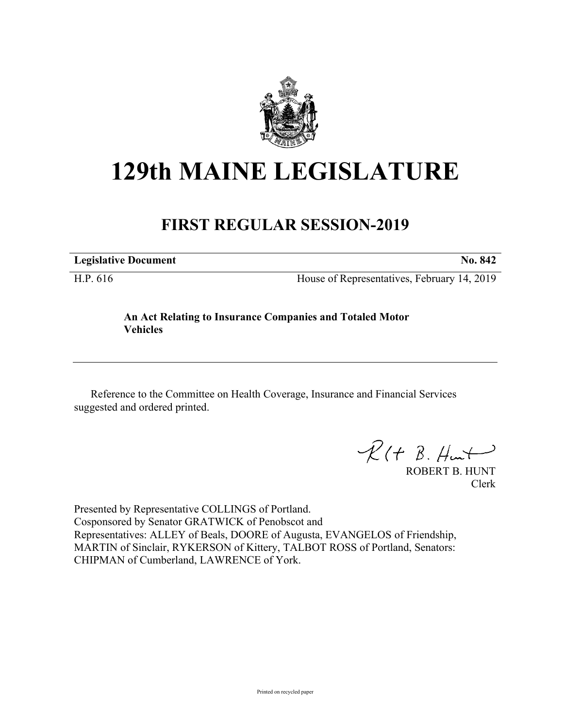# 129th MAINE LEGISLATURE

## FIRST REGULAR SESSION-2019

**Legislative Document** **No. 842**

H.P. 616 House of Representatives, February 14, 2019

**An Act Relating to Insurance Companies and Totaled Motor Vehicles**

Reference to the Committee on Health Coverage, Insurance and Financial Services suggested and ordered printed.

ROBERT B. HUNT
Clerk

Presented by Representative COLLINGS of Portland.
Cosponsored by Senator GRATWICK of Penobscot and
Representatives: ALLEY of Beals, DOORE of Augusta, EVANGELOS of Friendship, MARTIN of Sinclair, RYKERSON of Kittery, TALBOT ROSS of Portland, Senators: CHIPMAN of Cumberland, LAWRENCE of York.

Printed on recycled paper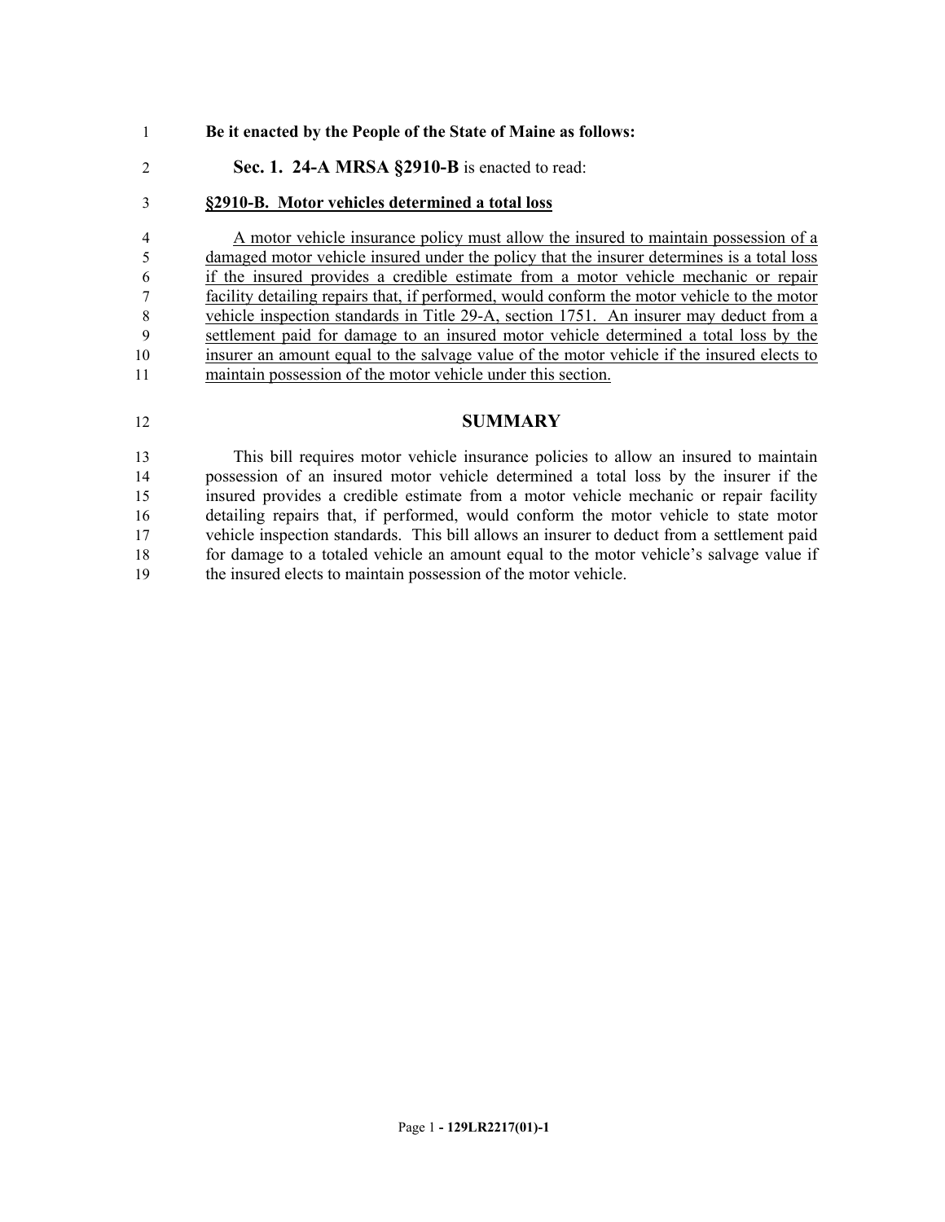**Be it enacted by the People of the State of Maine as follows:**

**Sec. 1. 24-A MRSA §2910-B** is enacted to read:

**§2910-B. Motor vehicles determined a total loss**

A motor vehicle insurance policy must allow the insured to maintain possession of a damaged motor vehicle insured under the policy that the insurer determines is a total loss if the insured provides a credible estimate from a motor vehicle mechanic or repair facility detailing repairs that, if performed, would conform the motor vehicle to the motor vehicle inspection standards in Title 29-A, section 1751. An insurer may deduct from a settlement paid for damage to an insured motor vehicle determined a total loss by the insurer an amount equal to the salvage value of the motor vehicle if the insured elects to maintain possession of the motor vehicle under this section.

## SUMMARY

This bill requires motor vehicle insurance policies to allow an insured to maintain possession of an insured motor vehicle determined a total loss by the insurer if the insured provides a credible estimate from a motor vehicle mechanic or repair facility detailing repairs that, if performed, would conform the motor vehicle to state motor vehicle inspection standards. This bill allows an insurer to deduct from a settlement paid for damage to a totaled vehicle an amount equal to the motor vehicle's salvage value if the insured elects to maintain possession of the motor vehicle.